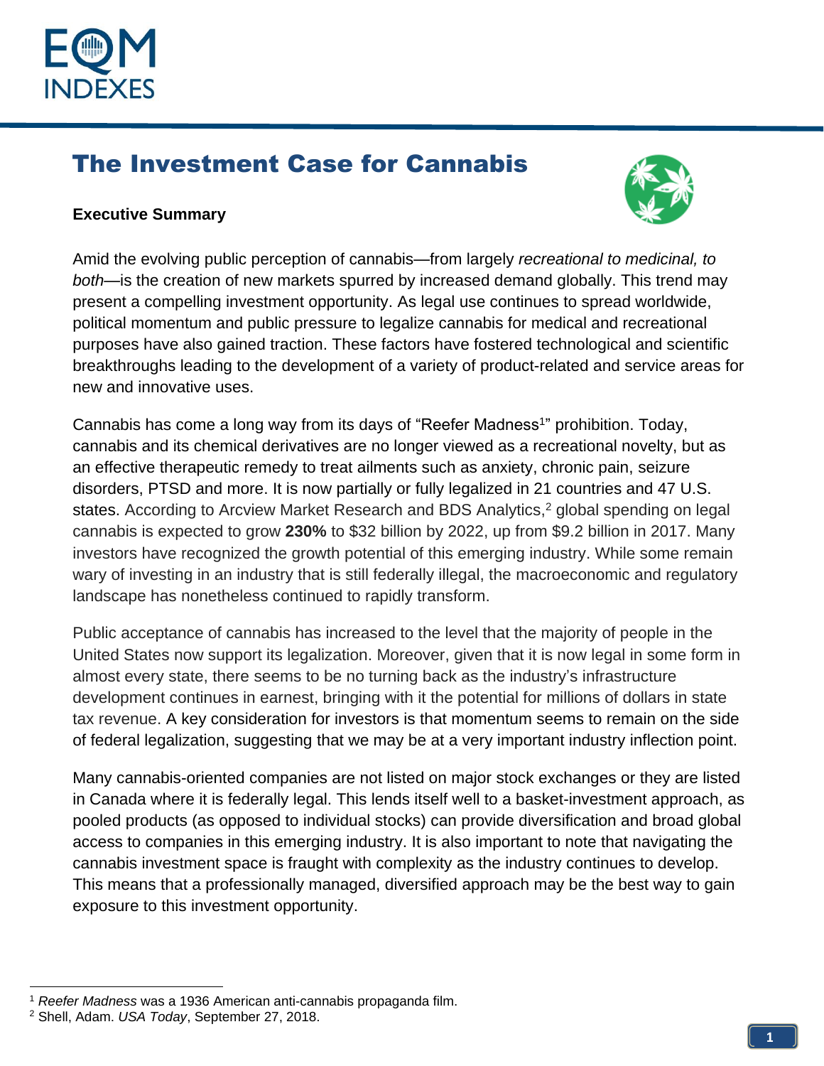# The Investment Case for Cannabis

**Executive Summary**

Amid the evolving public perception of cannabis—from largely *recreational to medicinal, to both*—is the creation of new markets spurred by increased demand globally. This trend may present a compelling investment opportunity. As legal use continues to spread worldwide, political momentum and public pressure to legalize cannabis for medical and recreational purposes have also gained traction. These factors have fostered technological and scientific breakthroughs leading to the development of a variety of product-related and service areas for new and innovative uses.

Cannabis has come a long way from its days of "Reefer Madness[1]" prohibition. Today, cannabis and its chemical derivatives are no longer viewed as a recreational novelty, but as an effective therapeutic remedy to treat ailments such as anxiety, chronic pain, seizure disorders, PTSD and more. It is now partially or fully legalized in 21 countries and 47 U.S. states. According to Arcview Market Research and BDS Analytics,[2] global spending on legal cannabis is expected to grow **230%** to $32 billion by 2022, up from $9.2 billion in 2017. Many investors have recognized the growth potential of this emerging industry. While some remain wary of investing in an industry that is still federally illegal, the macroeconomic and regulatory landscape has nonetheless continued to rapidly transform.

Public acceptance of cannabis has increased to the level that the majority of people in the United States now support its legalization. Moreover, given that it is now legal in some form in almost every state, there seems to be no turning back as the industry's infrastructure development continues in earnest, bringing with it the potential for millions of dollars in state tax revenue. A key consideration for investors is that momentum seems to remain on the side of federal legalization, suggesting that we may be at a very important industry inflection point.

Many cannabis-oriented companies are not listed on major stock exchanges or they are listed in Canada where it is federally legal. This lends itself well to a basket-investment approach, as pooled products (as opposed to individual stocks) can provide diversification and broad global access to companies in this emerging industry. It is also important to note that navigating the cannabis investment space is fraught with complexity as the industry continues to develop. This means that a professionally managed, diversified approach may be the best way to gain exposure to this investment opportunity.

---

[1] *Reefer Madness* was a 1936 American anti-cannabis propaganda film.

[2] Shell, Adam. *USA Today*, September 27, 2018.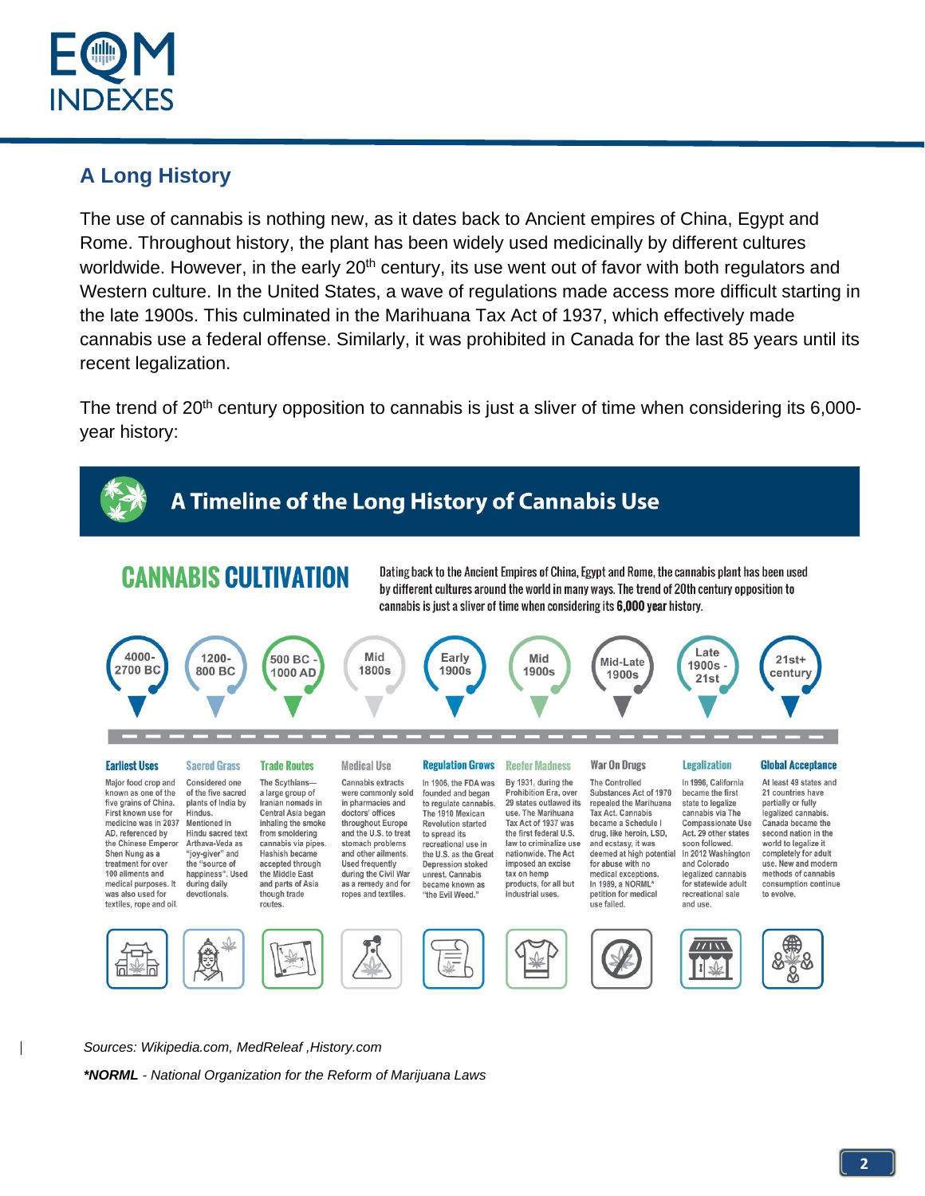## A Long History

The use of cannabis is nothing new, as it dates back to Ancient empires of China, Egypt and Rome. Throughout history, the plant has been widely used medicinally by different cultures worldwide. However, in the early 20th century, its use went out of favor with both regulators and Western culture. In the United States, a wave of regulations made access more difficult starting in the late 1900s. This culminated in the Marihuana Tax Act of 1937, which effectively made cannabis use a federal offense. Similarly, it was prohibited in Canada for the last 85 years until its recent legalization.

The trend of 20th century opposition to cannabis is just a sliver of time when considering its 6,000-year history:

### A Timeline of the Long History of Cannabis Use

**CANNABIS CULTIVATION**

Dating back to the Ancient Empires of China, Egypt and Rome, the cannabis plant has been used by different cultures around the world in many ways. The trend of 20th century opposition to cannabis is just a sliver of time when considering its **6,000 year** history.

| Period | Title | Description |
| --- | --- | --- |
| 4000-2700 BC | Earliest Uses | Major food crop and known as one of the five grains of China. First known use for medicine was in 2037 AD, referenced by the Chinese Emperor Shen Nung as a treatment for over 100 ailments and medical purposes. It was also used for textiles, rope and oil. |
| 1200-800 BC | Sacred Grass | Considered one of the five sacred plants of India by Hindus. Mentioned in Hindu sacred text Arthava-Veda as "joy-giver" and the "source of happiness". Used during daily devotionals. |
| 500 BC - 1000 AD | Trade Routes | The Scythians—a large group of Iranian nomads in Central Asia began inhaling the smoke from smoldering cannabis via pipes. Hashish became accepted through the Middle East and parts of Asia though trade routes. |
| Mid 1800s | Medical Use | Cannabis extracts were commonly sold in pharmacies and doctors' offices throughout Europe and the U.S. to treat stomach problems and other ailments. Used frequently during the Civil War as a remedy and for ropes and textiles. |
| Early 1900s | Regulation Grows | In 1906, the FDA was founded and began to regulate cannabis. The 1910 Mexican Revolution started to spread its recreational use in the U.S. as the Great Depression stoked unrest. Cannabis became known as "the Evil Weed." |
| Mid 1900s | Reefer Madness | By 1931, during the Prohibition Era, over 29 states outlawed its use. The Marihuana Tax Act of 1937 was the first federal U.S. law to criminalize use nationwide. The Act imposed an excise tax on hemp products, for all but industrial uses. |
| Mid-Late 1900s | War On Drugs | The Controlled Substances Act of 1970 repealed the Marihuana Tax Act. Cannabis became a Schedule I drug, like heroin, LSD, and ecstasy, it was deemed at high potential for abuse with no medical exceptions. In 1989, a NORML* petition for medical use failed. |
| Late 1900s - 21st | Legalization | In 1996, California became the first state to legalize cannabis via The Compassionate Use Act. 29 other states soon followed. In 2012 Washington and Colorado legalized cannabis for statewide adult recreational sale and use. |
| 21st+ century | Global Acceptance | At least 49 states and 21 countries have partially or fully legalized cannabis. Canada became the second nation in the world to legalize it completely for adult use. New and modern methods of cannabis consumption continue to evolve. |

*Sources: Wikipedia.com, MedReleaf ,History.com*

***NORML** - National Organization for the Reform of Marijuana Laws*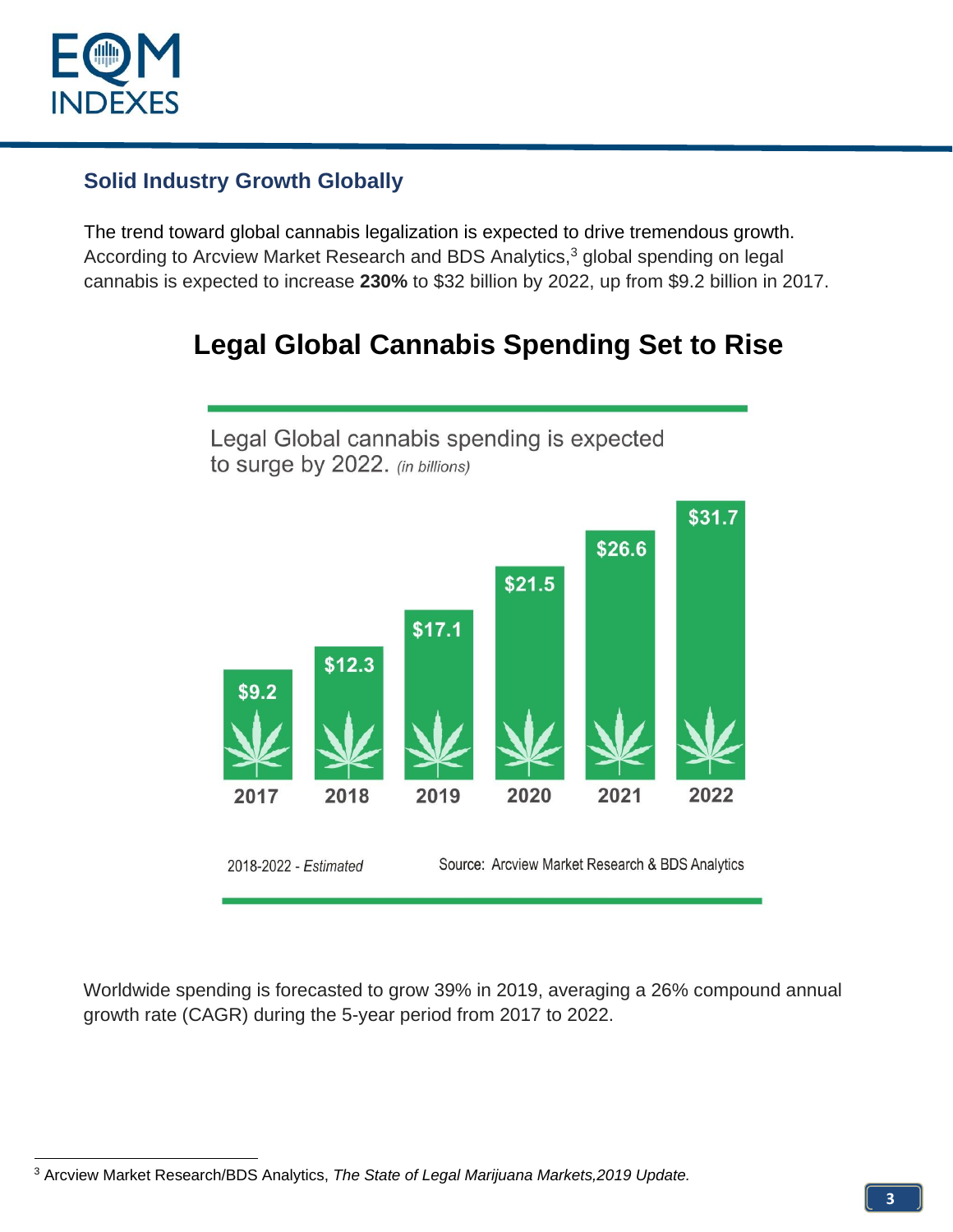## Solid Industry Growth Globally

The trend toward global cannabis legalization is expected to drive tremendous growth. According to Arcview Market Research and BDS Analytics,[3] global spending on legal cannabis is expected to increase **230%** to $32 billion by 2022, up from $9.2 billion in 2017.

### Legal Global Cannabis Spending Set to Rise

Legal Global cannabis spending is expected to surge by 2022. *(in billions)*

| 2017 | 2018 | 2019 | 2020 | 2021 | 2022 |
|---|---|---|---|---|---|
| $9.2 | $12.3 | $17.1 | $21.5 | $26.6 | $31.7 |

2018-2022 - *Estimated*

Source: Arcview Market Research & BDS Analytics

Worldwide spending is forecasted to grow 39% in 2019, averaging a 26% compound annual growth rate (CAGR) during the 5-year period from 2017 to 2022.

---

[3] Arcview Market Research/BDS Analytics, *The State of Legal Marijuana Markets,2019 Update.*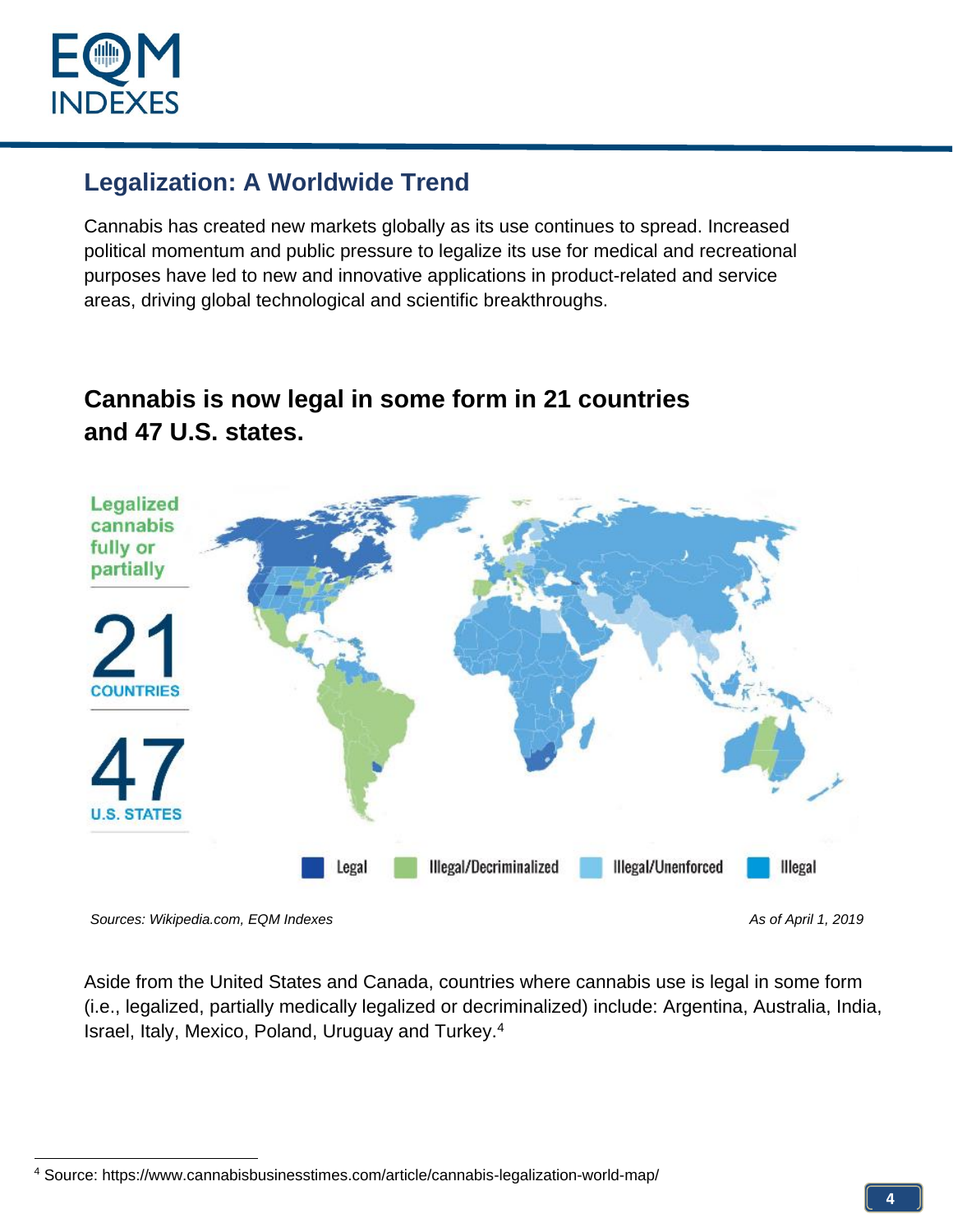## Legalization: A Worldwide Trend

Cannabis has created new markets globally as its use continues to spread. Increased political momentum and public pressure to legalize its use for medical and recreational purposes have led to new and innovative applications in product-related and service areas, driving global technological and scientific breakthroughs.

### Cannabis is now legal in some form in 21 countries and 47 U.S. states.

Legalized cannabis fully or partially

21 COUNTRIES

47 U.S. STATES

Legal | Illegal/Decriminalized | Illegal/Unenforced | Illegal

*Sources: Wikipedia.com, EQM Indexes* *As of April 1, 2019*

Aside from the United States and Canada, countries where cannabis use is legal in some form (i.e., legalized, partially medically legalized or decriminalized) include: Argentina, Australia, India, Israel, Italy, Mexico, Poland, Uruguay and Turkey.[4]

[4] Source: https://www.cannabisbusinesstimes.com/article/cannabis-legalization-world-map/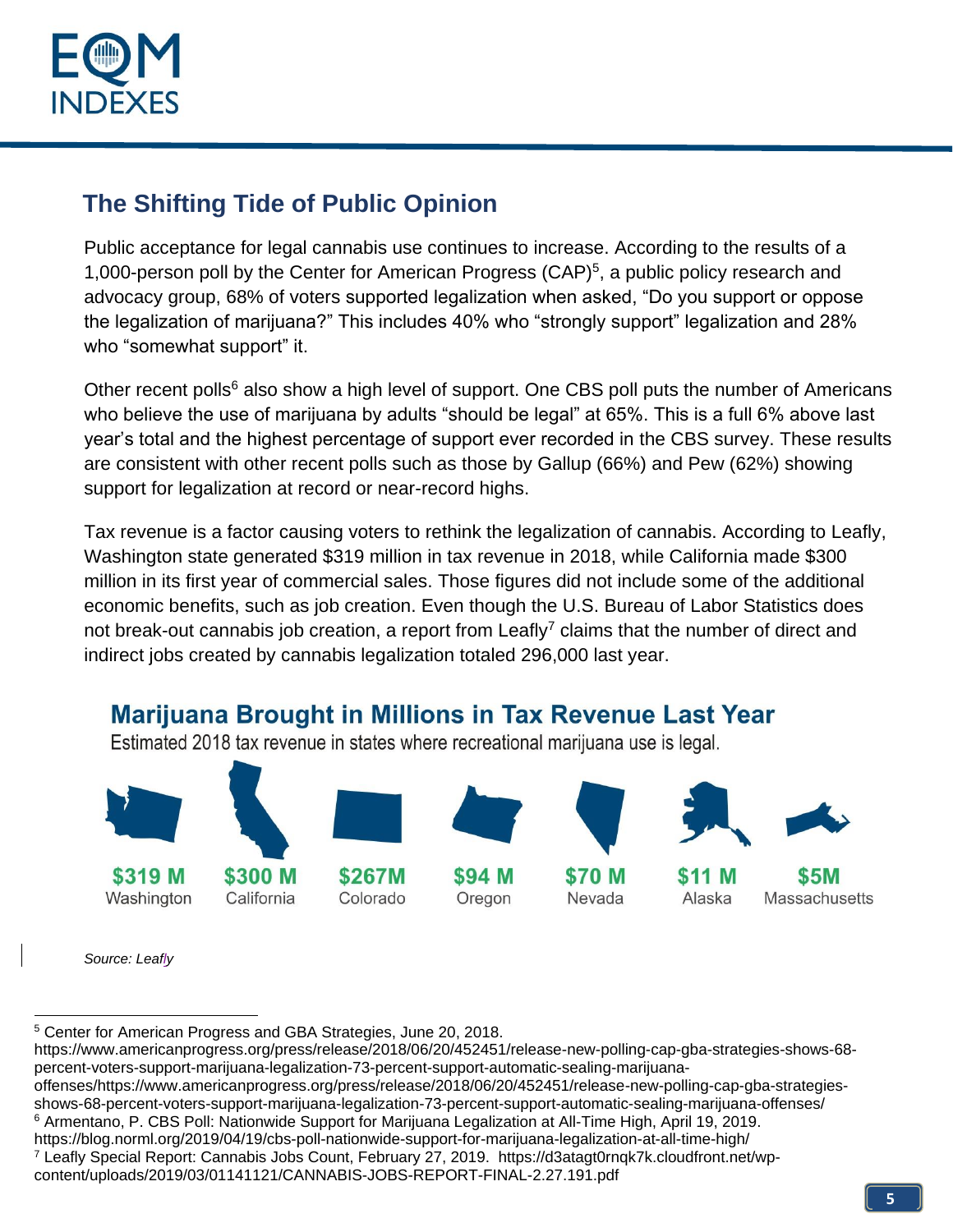## The Shifting Tide of Public Opinion

Public acceptance for legal cannabis use continues to increase. According to the results of a 1,000-person poll by the Center for American Progress (CAP)[5], a public policy research and advocacy group, 68% of voters supported legalization when asked, “Do you support or oppose the legalization of marijuana?” This includes 40% who “strongly support” legalization and 28% who “somewhat support” it.

Other recent polls[6] also show a high level of support. One CBS poll puts the number of Americans who believe the use of marijuana by adults “should be legal” at 65%. This is a full 6% above last year’s total and the highest percentage of support ever recorded in the CBS survey. These results are consistent with other recent polls such as those by Gallup (66%) and Pew (62%) showing support for legalization at record or near-record highs.

Tax revenue is a factor causing voters to rethink the legalization of cannabis. According to Leafly, Washington state generated $319 million in tax revenue in 2018, while California made $300 million in its first year of commercial sales. Those figures did not include some of the additional economic benefits, such as job creation. Even though the U.S. Bureau of Labor Statistics does not break-out cannabis job creation, a report from Leafly[7] claims that the number of direct and indirect jobs created by cannabis legalization totaled 296,000 last year.

### Marijuana Brought in Millions in Tax Revenue Last Year

Estimated 2018 tax revenue in states where recreational marijuana use is legal.

| Washington | California | Colorado | Oregon | Nevada | Alaska | Massachusetts |
|---|---|---|---|---|---|---|
| $319 M | $300 M | $267M | $94 M | $70 M | $11 M | $5M |

*Source: Leafly*

---

[5] Center for American Progress and GBA Strategies, June 20, 2018. https://www.americanprogress.org/press/release/2018/06/20/452451/release-new-polling-cap-gba-strategies-shows-68-percent-voters-support-marijuana-legalization-73-percent-support-automatic-sealing-marijuana-offenses/https://www.americanprogress.org/press/release/2018/06/20/452451/release-new-polling-cap-gba-strategies-shows-68-percent-voters-support-marijuana-legalization-73-percent-support-automatic-sealing-marijuana-offenses/

[6] Armentano, P. CBS Poll: Nationwide Support for Marijuana Legalization at All-Time High, April 19, 2019. https://blog.norml.org/2019/04/19/cbs-poll-nationwide-support-for-marijuana-legalization-at-all-time-high/

[7] Leafly Special Report: Cannabis Jobs Count, February 27, 2019. https://d3atagt0rnqk7k.cloudfront.net/wp-content/uploads/2019/03/01141121/CANNABIS-JOBS-REPORT-FINAL-2.27.191.pdf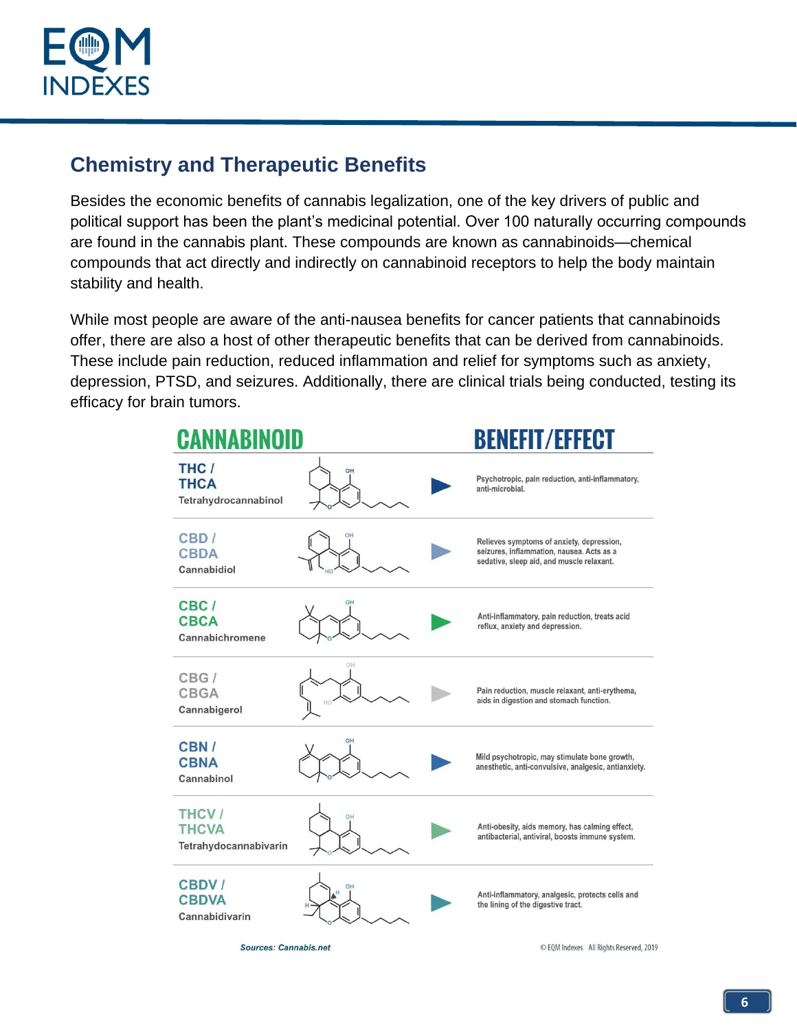## Chemistry and Therapeutic Benefits

Besides the economic benefits of cannabis legalization, one of the key drivers of public and political support has been the plant's medicinal potential. Over 100 naturally occurring compounds are found in the cannabis plant. These compounds are known as cannabinoids—chemical compounds that act directly and indirectly on cannabinoid receptors to help the body maintain stability and health.

While most people are aware of the anti-nausea benefits for cancer patients that cannabinoids offer, there are also a host of other therapeutic benefits that can be derived from cannabinoids. These include pain reduction, reduced inflammation and relief for symptoms such as anxiety, depression, PTSD, and seizures. Additionally, there are clinical trials being conducted, testing its efficacy for brain tumors.

| CANNABINOID | BENEFIT/EFFECT |
|---|---|
| **THC / THCA** Tetrahydrocannabinol | Psychotropic, pain reduction, anti-inflammatory, anti-microbial. |
| **CBD / CBDA** Cannabidiol | Relieves symptoms of anxiety, depression, seizures, inflammation, nausea. Acts as a sedative, sleep aid, and muscle relaxant. |
| **CBC / CBCA** Cannabichromene | Anti-inflammatory, pain reduction, treats acid reflux, anxiety and depression. |
| **CBG / CBGA** Cannabigerol | Pain reduction, muscle relaxant, anti-erythema, aids in digestion and stomach function. |
| **CBN / CBNA** Cannabinol | Mild psychotropic, may stimulate bone growth, anesthetic, anti-convulsive, analgesic, antianxiety. |
| **THCV / THCVA** Tetrahydocannabivarin | Anti-obesity, aids memory, has calming effect, antibacterial, antiviral, boosts immune system. |
| **CBDV / CBDVA** Cannabidivarin | Anti-inflammatory, analgesic, protects cells and the lining of the digestive tract. |

***Sources: Cannabis.net***

© EQM Indexes All Rights Reserved, 2019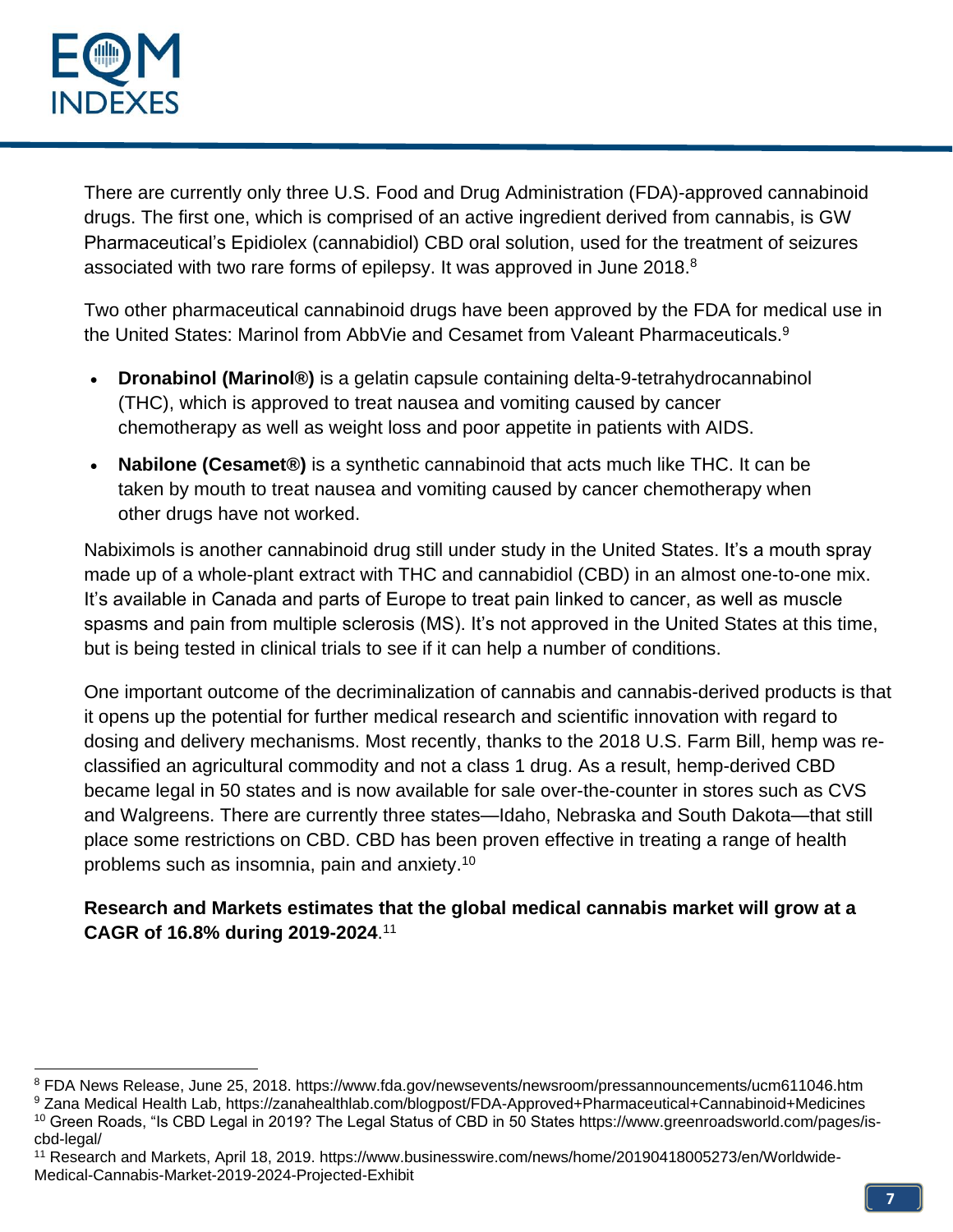There are currently only three U.S. Food and Drug Administration (FDA)-approved cannabinoid drugs. The first one, which is comprised of an active ingredient derived from cannabis, is GW Pharmaceutical's Epidiolex (cannabidiol) CBD oral solution, used for the treatment of seizures associated with two rare forms of epilepsy. It was approved in June 2018.[8]

Two other pharmaceutical cannabinoid drugs have been approved by the FDA for medical use in the United States: Marinol from AbbVie and Cesamet from Valeant Pharmaceuticals.[9]

- **Dronabinol (Marinol®)** is a gelatin capsule containing delta-9-tetrahydrocannabinol (THC), which is approved to treat nausea and vomiting caused by cancer chemotherapy as well as weight loss and poor appetite in patients with AIDS.
- **Nabilone (Cesamet®)** is a synthetic cannabinoid that acts much like THC. It can be taken by mouth to treat nausea and vomiting caused by cancer chemotherapy when other drugs have not worked.

Nabiximols is another cannabinoid drug still under study in the United States. It's a mouth spray made up of a whole-plant extract with THC and cannabidiol (CBD) in an almost one-to-one mix. It's available in Canada and parts of Europe to treat pain linked to cancer, as well as muscle spasms and pain from multiple sclerosis (MS). It's not approved in the United States at this time, but is being tested in clinical trials to see if it can help a number of conditions.

One important outcome of the decriminalization of cannabis and cannabis-derived products is that it opens up the potential for further medical research and scientific innovation with regard to dosing and delivery mechanisms. Most recently, thanks to the 2018 U.S. Farm Bill, hemp was re-classified an agricultural commodity and not a class 1 drug. As a result, hemp-derived CBD became legal in 50 states and is now available for sale over-the-counter in stores such as CVS and Walgreens. There are currently three states—Idaho, Nebraska and South Dakota—that still place some restrictions on CBD. CBD has been proven effective in treating a range of health problems such as insomnia, pain and anxiety.[10]

**Research and Markets estimates that the global medical cannabis market will grow at a CAGR of 16.8% during 2019-2024**.[11]

---

[8] FDA News Release, June 25, 2018. https://www.fda.gov/newsevents/newsroom/pressannouncements/ucm611046.htm

[9] Zana Medical Health Lab, https://zanahealthlab.com/blogpost/FDA-Approved+Pharmaceutical+Cannabinoid+Medicines

[10] Green Roads, "Is CBD Legal in 2019? The Legal Status of CBD in 50 States https://www.greenroadsworld.com/pages/is-cbd-legal/

[11] Research and Markets, April 18, 2019. https://www.businesswire.com/news/home/20190418005273/en/Worldwide-Medical-Cannabis-Market-2019-2024-Projected-Exhibit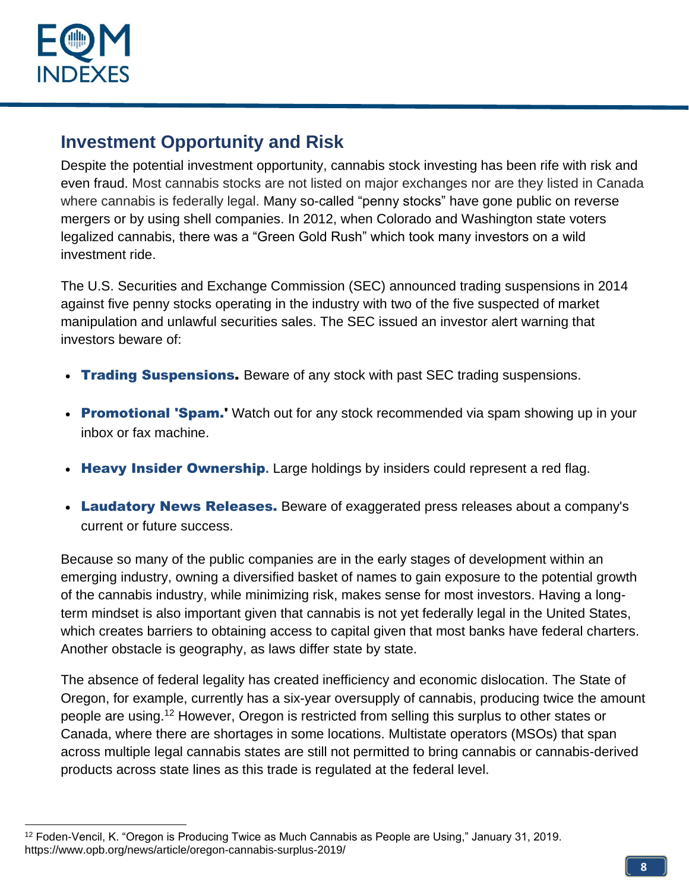## Investment Opportunity and Risk

Despite the potential investment opportunity, cannabis stock investing has been rife with risk and even fraud. Most cannabis stocks are not listed on major exchanges nor are they listed in Canada where cannabis is federally legal. Many so-called "penny stocks" have gone public on reverse mergers or by using shell companies. In 2012, when Colorado and Washington state voters legalized cannabis, there was a "Green Gold Rush" which took many investors on a wild investment ride.

The U.S. Securities and Exchange Commission (SEC) announced trading suspensions in 2014 against five penny stocks operating in the industry with two of the five suspected of market manipulation and unlawful securities sales. The SEC issued an investor alert warning that investors beware of:

- **Trading Suspensions.** Beware of any stock with past SEC trading suspensions.
- **Promotional 'Spam.'** Watch out for any stock recommended via spam showing up in your inbox or fax machine.
- **Heavy Insider Ownership.** Large holdings by insiders could represent a red flag.
- **Laudatory News Releases.** Beware of exaggerated press releases about a company's current or future success.

Because so many of the public companies are in the early stages of development within an emerging industry, owning a diversified basket of names to gain exposure to the potential growth of the cannabis industry, while minimizing risk, makes sense for most investors. Having a long-term mindset is also important given that cannabis is not yet federally legal in the United States, which creates barriers to obtaining access to capital given that most banks have federal charters. Another obstacle is geography, as laws differ state by state.

The absence of federal legality has created inefficiency and economic dislocation. The State of Oregon, for example, currently has a six-year oversupply of cannabis, producing twice the amount people are using.[12] However, Oregon is restricted from selling this surplus to other states or Canada, where there are shortages in some locations. Multistate operators (MSOs) that span across multiple legal cannabis states are still not permitted to bring cannabis or cannabis-derived products across state lines as this trade is regulated at the federal level.

---

[12] Foden-Vencil, K. "Oregon is Producing Twice as Much Cannabis as People are Using," January 31, 2019. https://www.opb.org/news/article/oregon-cannabis-surplus-2019/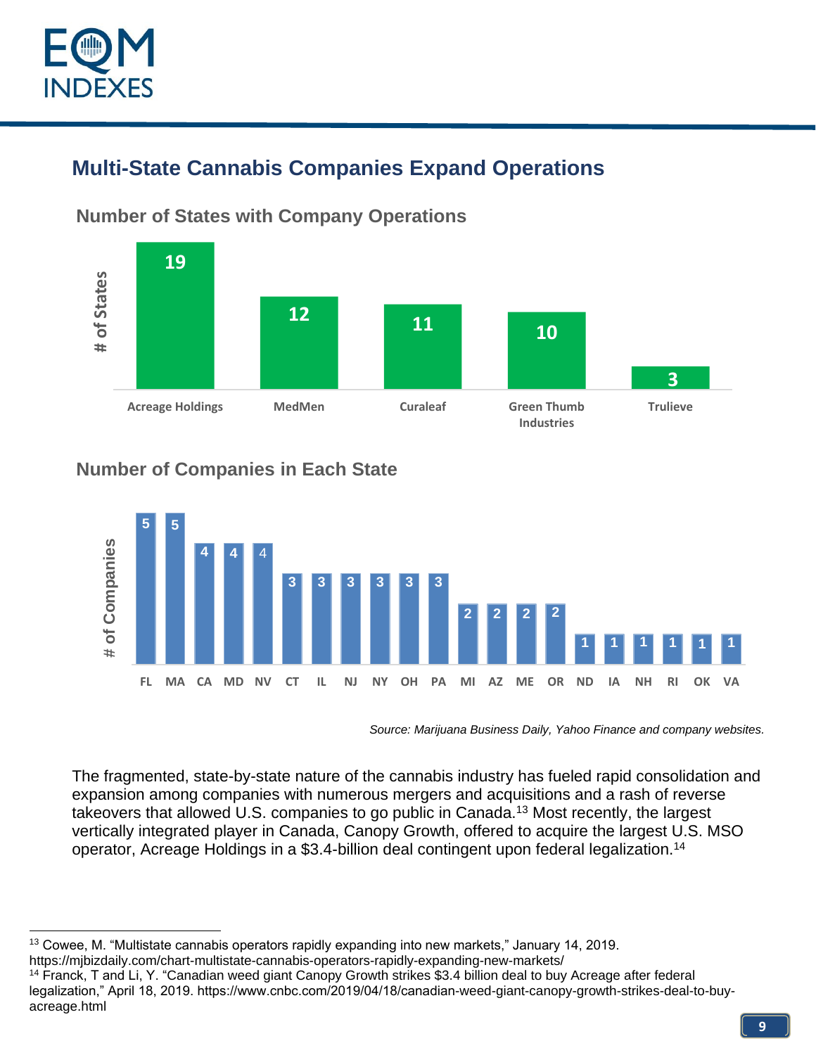## Multi-State Cannabis Companies Expand Operations

### Number of States with Company Operations

| Company | # of States |
| --- | --- |
| Acreage Holdings | 19 |
| MedMen | 12 |
| Curaleaf | 11 |
| Green Thumb Industries | 10 |
| Trulieve | 3 |

### Number of Companies in Each State

| State | # of Companies |
| --- | --- |
| FL | 5 |
| MA | 5 |
| CA | 4 |
| MD | 4 |
| NV | 4 |
| CT | 3 |
| IL | 3 |
| NJ | 3 |
| NY | 3 |
| OH | 3 |
| PA | 3 |
| MI | 2 |
| AZ | 2 |
| ME | 2 |
| OR | 2 |
| ND | 1 |
| IA | 1 |
| NH | 1 |
| RI | 1 |
| OK | 1 |
| VA | 1 |

*Source: Marijuana Business Daily, Yahoo Finance and company websites.*

The fragmented, state-by-state nature of the cannabis industry has fueled rapid consolidation and expansion among companies with numerous mergers and acquisitions and a rash of reverse takeovers that allowed U.S. companies to go public in Canada.[13] Most recently, the largest vertically integrated player in Canada, Canopy Growth, offered to acquire the largest U.S. MSO operator, Acreage Holdings in a $3.4-billion deal contingent upon federal legalization.[14]

---

[13] Cowee, M. "Multistate cannabis operators rapidly expanding into new markets," January 14, 2019. https://mjbizdaily.com/chart-multistate-cannabis-operators-rapidly-expanding-new-markets/

[14] Franck, T and Li, Y. "Canadian weed giant Canopy Growth strikes $3.4 billion deal to buy Acreage after federal legalization," April 18, 2019. https://www.cnbc.com/2019/04/18/canadian-weed-giant-canopy-growth-strikes-deal-to-buy-acreage.html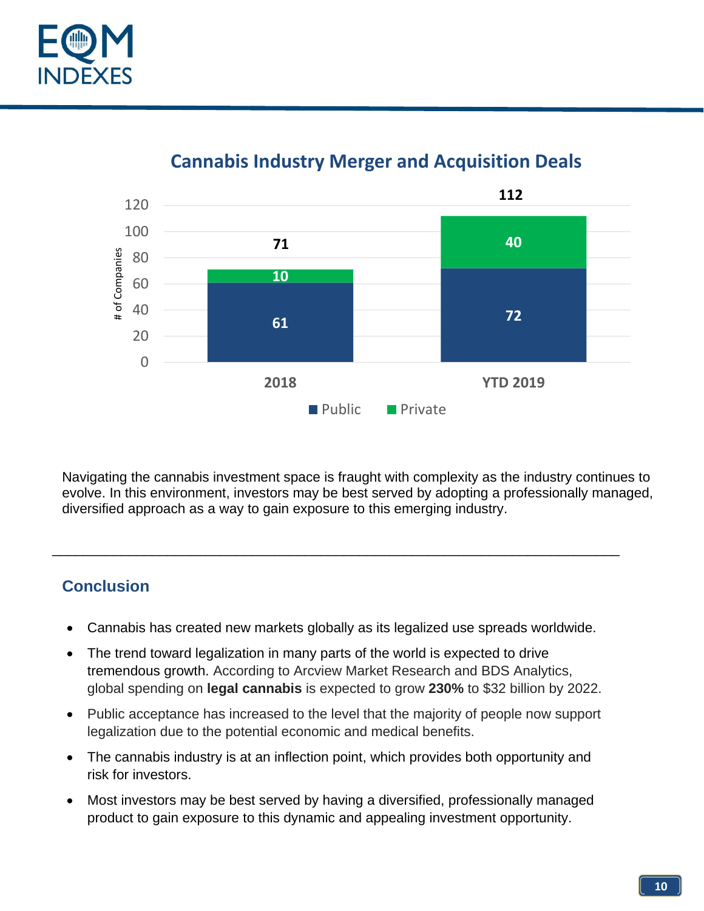## Cannabis Industry Merger and Acquisition Deals

| | Public | Private | Total |
|---|---|---|---|
| 2018 | 61 | 10 | 71 |
| YTD 2019 | 72 | 40 | 112 |

Navigating the cannabis investment space is fraught with complexity as the industry continues to evolve. In this environment, investors may be best served by adopting a professionally managed, diversified approach as a way to gain exposure to this emerging industry.

---

## Conclusion

- Cannabis has created new markets globally as its legalized use spreads worldwide.
- The trend toward legalization in many parts of the world is expected to drive tremendous growth. According to Arcview Market Research and BDS Analytics, global spending on **legal cannabis** is expected to grow **230%** to $32 billion by 2022.
- Public acceptance has increased to the level that the majority of people now support legalization due to the potential economic and medical benefits.
- The cannabis industry is at an inflection point, which provides both opportunity and risk for investors.
- Most investors may be best served by having a diversified, professionally managed product to gain exposure to this dynamic and appealing investment opportunity.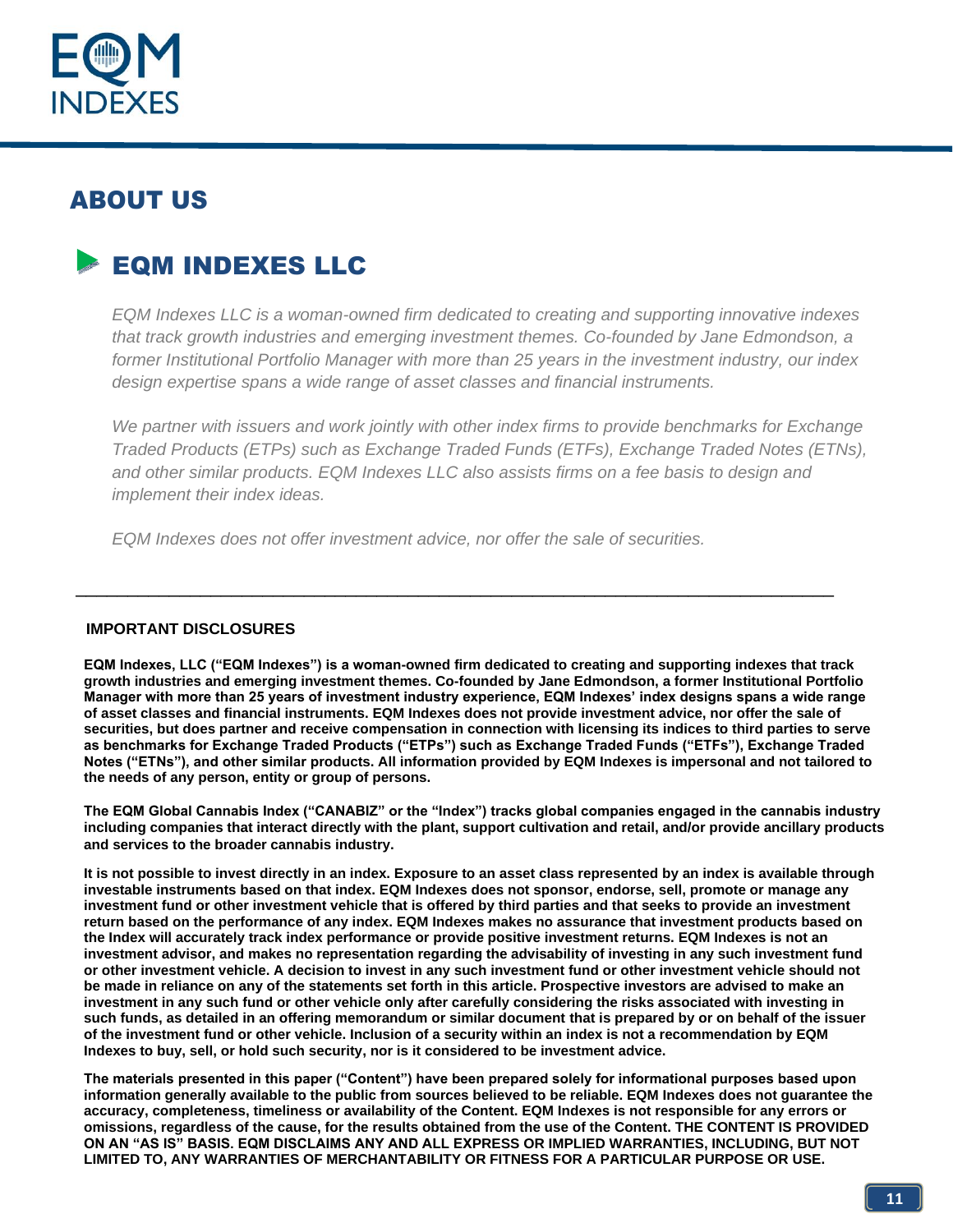# ABOUT US

## EQM INDEXES LLC

*EQM Indexes LLC is a woman-owned firm dedicated to creating and supporting innovative indexes that track growth industries and emerging investment themes. Co-founded by Jane Edmondson, a former Institutional Portfolio Manager with more than 25 years in the investment industry, our index design expertise spans a wide range of asset classes and financial instruments.*

*We partner with issuers and work jointly with other index firms to provide benchmarks for Exchange Traded Products (ETPs) such as Exchange Traded Funds (ETFs), Exchange Traded Notes (ETNs), and other similar products. EQM Indexes LLC also assists firms on a fee basis to design and implement their index ideas.*

*EQM Indexes does not offer investment advice, nor offer the sale of securities.*

---

### IMPORTANT DISCLOSURES

**EQM Indexes, LLC ("EQM Indexes") is a woman-owned firm dedicated to creating and supporting indexes that track growth industries and emerging investment themes. Co-founded by Jane Edmondson, a former Institutional Portfolio Manager with more than 25 years of investment industry experience, EQM Indexes' index designs spans a wide range of asset classes and financial instruments. EQM Indexes does not provide investment advice, nor offer the sale of securities, but does partner and receive compensation in connection with licensing its indices to third parties to serve as benchmarks for Exchange Traded Products ("ETPs") such as Exchange Traded Funds ("ETFs"), Exchange Traded Notes ("ETNs"), and other similar products. All information provided by EQM Indexes is impersonal and not tailored to the needs of any person, entity or group of persons.**

**The EQM Global Cannabis Index ("CANABIZ" or the "Index") tracks global companies engaged in the cannabis industry including companies that interact directly with the plant, support cultivation and retail, and/or provide ancillary products and services to the broader cannabis industry.**

**It is not possible to invest directly in an index. Exposure to an asset class represented by an index is available through investable instruments based on that index. EQM Indexes does not sponsor, endorse, sell, promote or manage any investment fund or other investment vehicle that is offered by third parties and that seeks to provide an investment return based on the performance of any index. EQM Indexes makes no assurance that investment products based on the Index will accurately track index performance or provide positive investment returns. EQM Indexes is not an investment advisor, and makes no representation regarding the advisability of investing in any such investment fund or other investment vehicle. A decision to invest in any such investment fund or other investment vehicle should not be made in reliance on any of the statements set forth in this article. Prospective investors are advised to make an investment in any such fund or other vehicle only after carefully considering the risks associated with investing in such funds, as detailed in an offering memorandum or similar document that is prepared by or on behalf of the issuer of the investment fund or other vehicle. Inclusion of a security within an index is not a recommendation by EQM Indexes to buy, sell, or hold such security, nor is it considered to be investment advice.**

**The materials presented in this paper ("Content") have been prepared solely for informational purposes based upon information generally available to the public from sources believed to be reliable. EQM Indexes does not guarantee the accuracy, completeness, timeliness or availability of the Content. EQM Indexes is not responsible for any errors or omissions, regardless of the cause, for the results obtained from the use of the Content. THE CONTENT IS PROVIDED ON AN "AS IS" BASIS. EQM DISCLAIMS ANY AND ALL EXPRESS OR IMPLIED WARRANTIES, INCLUDING, BUT NOT LIMITED TO, ANY WARRANTIES OF MERCHANTABILITY OR FITNESS FOR A PARTICULAR PURPOSE OR USE.**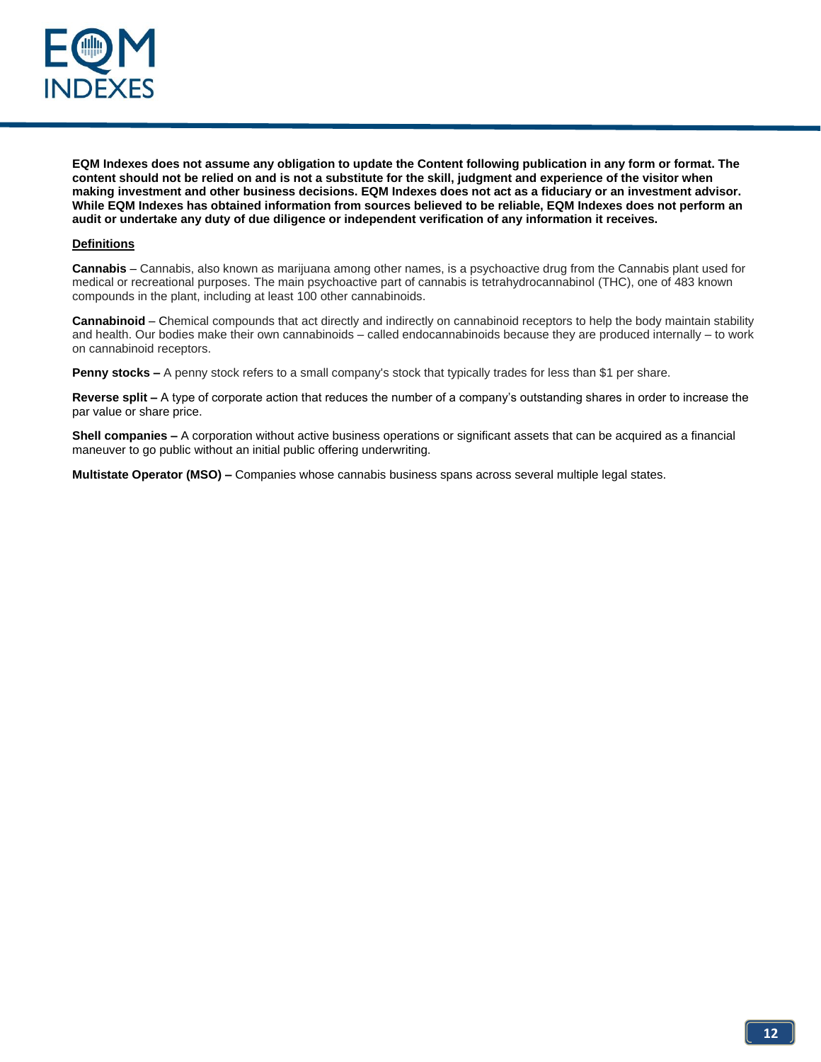**EQM Indexes does not assume any obligation to update the Content following publication in any form or format. The content should not be relied on and is not a substitute for the skill, judgment and experience of the visitor when making investment and other business decisions. EQM Indexes does not act as a fiduciary or an investment advisor. While EQM Indexes has obtained information from sources believed to be reliable, EQM Indexes does not perform an audit or undertake any duty of due diligence or independent verification of any information it receives.**

**Definitions**

**Cannabis** – Cannabis, also known as marijuana among other names, is a psychoactive drug from the Cannabis plant used for medical or recreational purposes. The main psychoactive part of cannabis is tetrahydrocannabinol (THC), one of 483 known compounds in the plant, including at least 100 other cannabinoids.

**Cannabinoid** – Chemical compounds that act directly and indirectly on cannabinoid receptors to help the body maintain stability and health. Our bodies make their own cannabinoids – called endocannabinoids because they are produced internally – to work on cannabinoid receptors.

**Penny stocks –** A penny stock refers to a small company's stock that typically trades for less than $1 per share.

**Reverse split –** A type of corporate action that reduces the number of a company's outstanding shares in order to increase the par value or share price.

**Shell companies –** A corporation without active business operations or significant assets that can be acquired as a financial maneuver to go public without an initial public offering underwriting.

**Multistate Operator (MSO) –** Companies whose cannabis business spans across several multiple legal states.